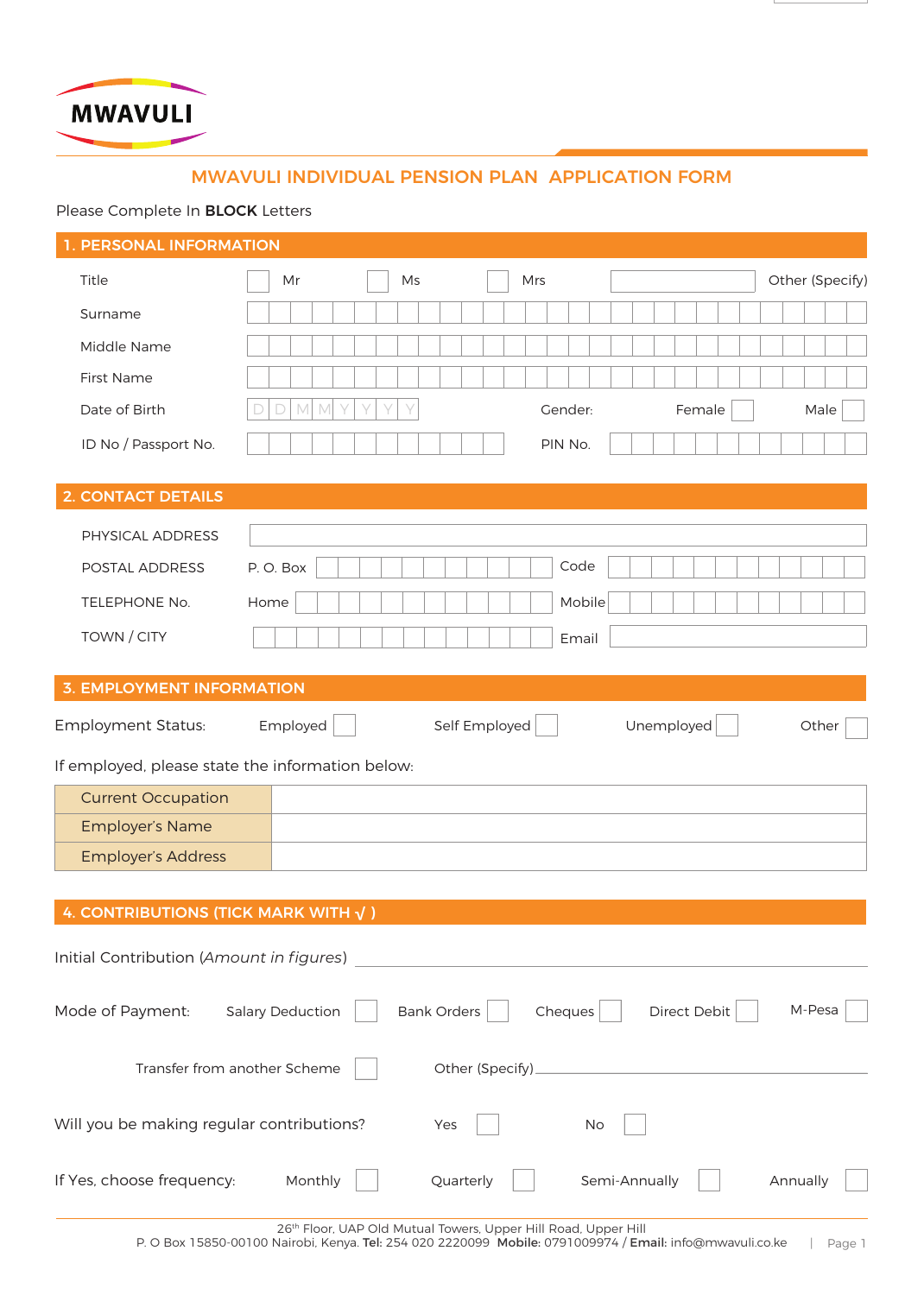MWAVULI

# MWAVULI INDIVIDUAL PENSION PLAN APPLICATION FORM

Please Complete In **BLOCK** Letters

## 1. PERSONAL INFORMATION

Title ☐ Mr ☐ Ms ☐ Mrs ____________ Other (Specify)

Surname

Middle Name

First Name

Date of Birth D D M M Y Y Y Y Gender: Female ☐ Male ☐

ID No / Passport No. PIN No.

## 2. CONTACT DETAILS

PHYSICAL ADDRESS

POSTAL ADDRESS P. O. Box Code

TELEPHONE No. Home Mobile

TOWN / CITY Email

## 3. EMPLOYMENT INFORMATION

Employment Status: Employed ☐ Self Employed ☐ Unemployed ☐ Other ☐

If employed, please state the information below:

| Current Occupation | |
|---|---|
| Employer's Name | |
| Employer's Address | |

## 4. CONTRIBUTIONS (TICK MARK WITH √ )

Initial Contribution (*Amount in figures*) ____________________

Mode of Payment: Salary Deduction ☐ Bank Orders ☐ Cheques ☐ Direct Debit ☐ M-Pesa ☐

Transfer from another Scheme ☐ Other (Specify) ____________________

Will you be making regular contributions? Yes ☐ No ☐

If Yes, choose frequency: Monthly ☐ Quarterly ☐ Semi-Annually ☐ Annually ☐

26th Floor, UAP Old Mutual Towers, Upper Hill Road, Upper Hill
P. O Box 15850-00100 Nairobi, Kenya. **Tel:** 254 020 2220099 **Mobile:** 0791009974 / **Email:** info@mwavuli.co.ke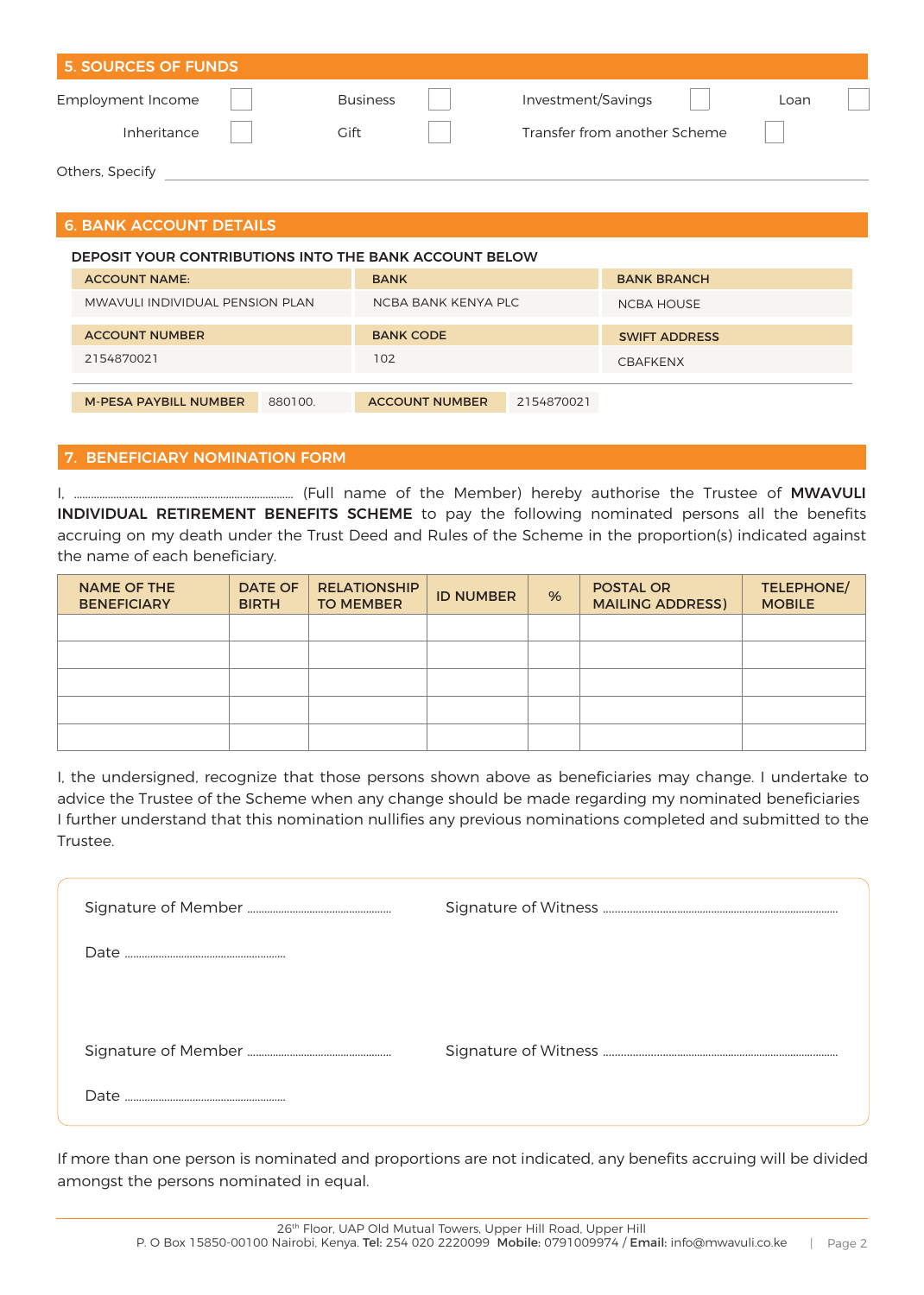## 5. SOURCES OF FUNDS

Employment Income ☐ Business ☐ Investment/Savings ☐ Loan ☐

Inheritance ☐ Gift ☐ Transfer from another Scheme ☐

Others, Specify ____________________________________________

## 6. BANK ACCOUNT DETAILS

**DEPOSIT YOUR CONTRIBUTIONS INTO THE BANK ACCOUNT BELOW**

| ACCOUNT NAME: | BANK | BANK BRANCH |
|---|---|---|
| MWAVULI INDIVIDUAL PENSION PLAN | NCBA BANK KENYA PLC | NCBA HOUSE |
| **ACCOUNT NUMBER** | **BANK CODE** | **SWIFT ADDRESS** |
| 2154870021 | 102 | CBAFKENX |

| M-PESA PAYBILL NUMBER | 880100. | ACCOUNT NUMBER | 2154870021 |
|---|---|---|---|

## 7. BENEFICIARY NOMINATION FORM

I, ........................................................................ (Full name of the Member) hereby authorise the Trustee of **MWAVULI INDIVIDUAL RETIREMENT BENEFITS SCHEME** to pay the following nominated persons all the benefits accruing on my death under the Trust Deed and Rules of the Scheme in the proportion(s) indicated against the name of each beneficiary.

| NAME OF THE BENEFICIARY | DATE OF BIRTH | RELATIONSHIP TO MEMBER | ID NUMBER | % | POSTAL OR MAILING ADDRESS) | TELEPHONE/ MOBILE |
|---|---|---|---|---|---|---|
| | | | | | | |
| | | | | | | |
| | | | | | | |
| | | | | | | |
| | | | | | | |

I, the undersigned, recognize that those persons shown above as beneficiaries may change. I undertake to advice the Trustee of the Scheme when any change should be made regarding my nominated beneficiaries I further understand that this nomination nullifies any previous nominations completed and submitted to the Trustee.

Signature of Member ................................................ Signature of Witness ................................................

Date ................................................

Signature of Member ................................................ Signature of Witness ................................................

Date ................................................

If more than one person is nominated and proportions are not indicated, any benefits accruing will be divided amongst the persons nominated in equal.

26th Floor, UAP Old Mutual Towers, Upper Hill Road, Upper Hill
P. O Box 15850-00100 Nairobi, Kenya. **Tel:** 254 020 2220099 **Mobile:** 0791009974 / **Email:** info@mwavuli.co.ke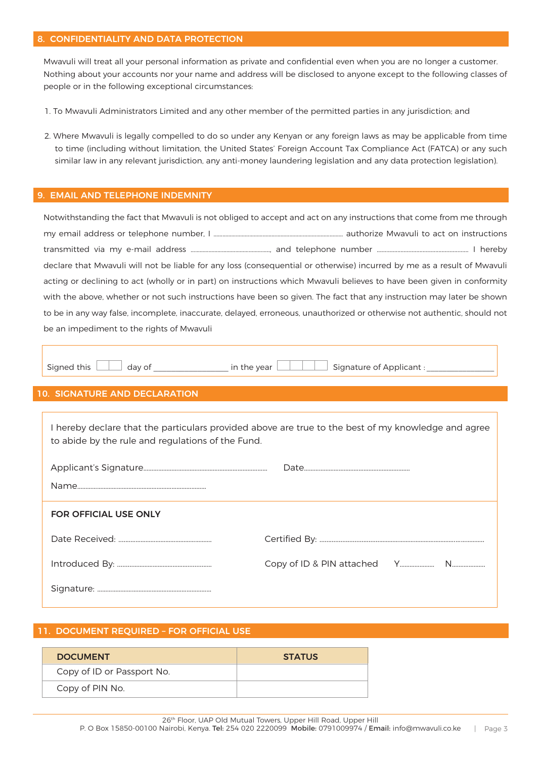## 8. CONFIDENTIALITY AND DATA PROTECTION

Mwavuli will treat all your personal information as private and confidential even when you are no longer a customer. Nothing about your accounts nor your name and address will be disclosed to anyone except to the following classes of people or in the following exceptional circumstances:

1. To Mwavuli Administrators Limited and any other member of the permitted parties in any jurisdiction; and
2. Where Mwavuli is legally compelled to do so under any Kenyan or any foreign laws as may be applicable from time to time (including without limitation, the United States' Foreign Account Tax Compliance Act (FATCA) or any such similar law in any relevant jurisdiction, any anti-money laundering legislation and any data protection legislation).

## 9. EMAIL AND TELEPHONE INDEMNITY

Notwithstanding the fact that Mwavuli is not obliged to accept and act on any instructions that come from me through my email address or telephone number, I .................................................................. authorize Mwavuli to act on instructions transmitted via my e-mail address ........................................, and telephone number ........................................ I hereby declare that Mwavuli will not be liable for any loss (consequential or otherwise) incurred by me as a result of Mwavuli acting or declining to act (wholly or in part) on instructions which Mwavuli believes to have been given in conformity with the above, whether or not such instructions have been so given. The fact that any instruction may later be shown to be in any way false, incomplete, inaccurate, delayed, erroneous, unauthorized or otherwise not authentic, should not be an impediment to the rights of Mwavuli

Signed this ☐☐ day of ________________ in the year ☐☐☐☐ Signature of Applicant : ______________

## 10. SIGNATURE AND DECLARATION

I hereby declare that the particulars provided above are true to the best of my knowledge and agree to abide by the rule and regulations of the Fund.

Applicant's Signature.................................................................. Date..................................................

Name..................................................................

**FOR OFFICIAL USE ONLY**

Date Received: ........................................ Certified By: ........................................................................

Introduced By: ........................................ Copy of ID & PIN attached Y.................. N..................

Signature: ........................................

## 11. DOCUMENT REQUIRED – FOR OFFICIAL USE

| DOCUMENT | STATUS |
|---|---|
| Copy of ID or Passport No. | |
| Copy of PIN No. | |

26th Floor, UAP Old Mutual Towers, Upper Hill Road, Upper Hill
P. O Box 15850-00100 Nairobi, Kenya. **Tel:** 254 020 2220099 **Mobile:** 0791009974 / **Email:** info@mwavuli.co.ke